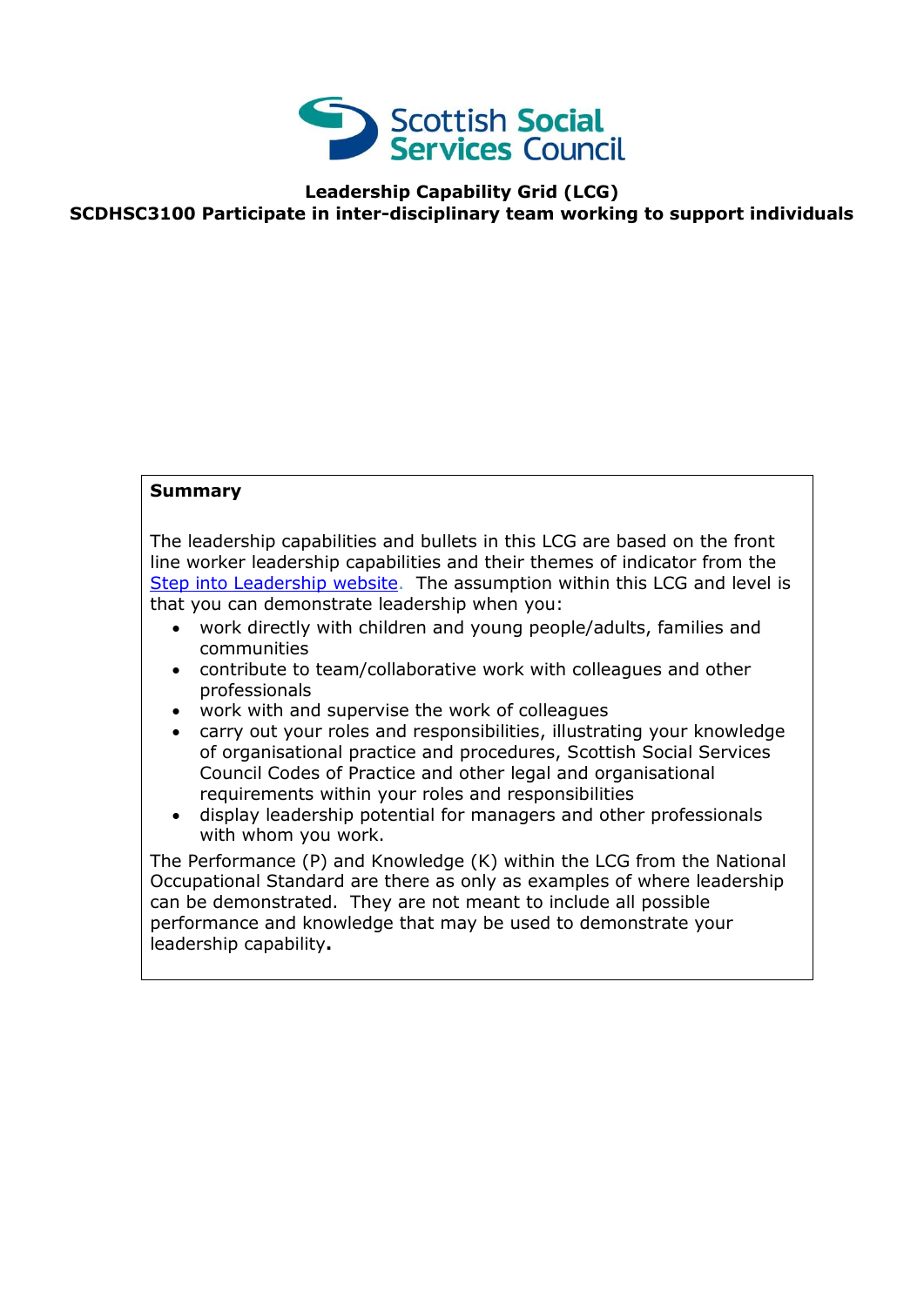Scottish Social Services Council

**Leadership Capability Grid (LCG)**

**SCDHSC3100 Participate in inter-disciplinary team working to support individuals**

**Summary**

The leadership capabilities and bullets in this LCG are based on the front line worker leadership capabilities and their themes of indicator from the [Step into Leadership website](). The assumption within this LCG and level is that you can demonstrate leadership when you:

- work directly with children and young people/adults, families and communities
- contribute to team/collaborative work with colleagues and other professionals
- work with and supervise the work of colleagues
- carry out your roles and responsibilities, illustrating your knowledge of organisational practice and procedures, Scottish Social Services Council Codes of Practice and other legal and organisational requirements within your roles and responsibilities
- display leadership potential for managers and other professionals with whom you work.

The Performance (P) and Knowledge (K) within the LCG from the National Occupational Standard are there as only as examples of where leadership can be demonstrated. They are not meant to include all possible performance and knowledge that may be used to demonstrate your leadership capability**.**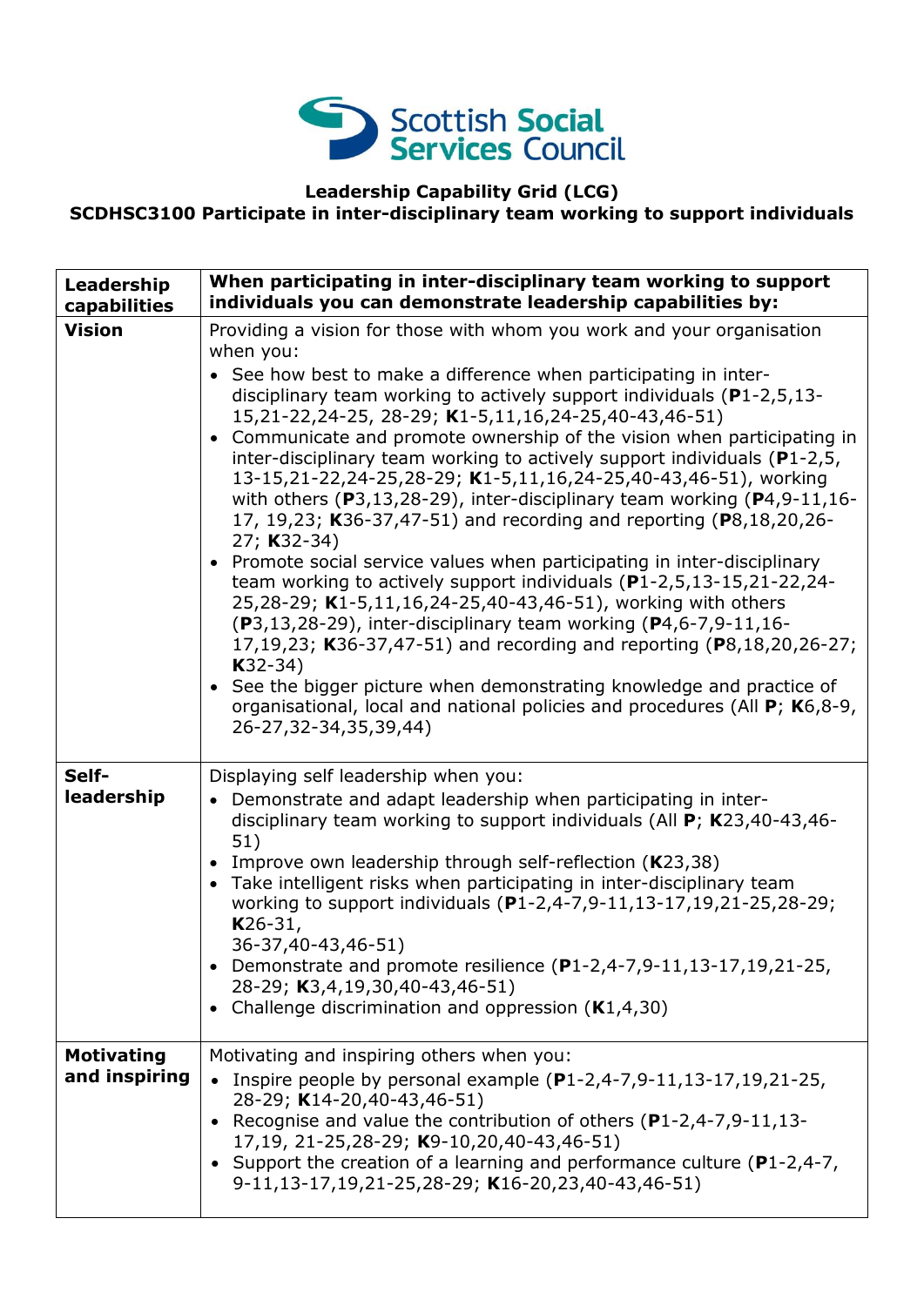Scottish Social Services Council

## Leadership Capability Grid (LCG)
## SCDHSC3100 Participate in inter-disciplinary team working to support individuals

| Leadership capabilities | When participating in inter-disciplinary team working to support individuals you can demonstrate leadership capabilities by: |
|---|---|
| **Vision** | Providing a vision for those with whom you work and your organisation when you:<br>• See how best to make a difference when participating in inter-disciplinary team working to actively support individuals (**P**1-2,5,13-15,21-22,24-25, 28-29; **K**1-5,11,16,24-25,40-43,46-51)<br>• Communicate and promote ownership of the vision when participating in inter-disciplinary team working to actively support individuals (**P**1-2,5, 13-15,21-22,24-25,28-29; **K**1-5,11,16,24-25,40-43,46-51), working with others (**P**3,13,28-29), inter-disciplinary team working (**P**4,9-11,16-17, 19,23; **K**36-37,47-51) and recording and reporting (**P**8,18,20,26-27; **K**32-34)<br>• Promote social service values when participating in inter-disciplinary team working to actively support individuals (**P**1-2,5,13-15,21-22,24-25,28-29; **K**1-5,11,16,24-25,40-43,46-51), working with others (**P**3,13,28-29), inter-disciplinary team working (**P**4,6-7,9-11,16-17,19,23; **K**36-37,47-51) and recording and reporting (**P**8,18,20,26-27; **K**32-34)<br>• See the bigger picture when demonstrating knowledge and practice of organisational, local and national policies and procedures (All **P**; **K**6,8-9, 26-27,32-34,35,39,44) |
| **Self-leadership** | Displaying self leadership when you:<br>• Demonstrate and adapt leadership when participating in inter-disciplinary team working to support individuals (All **P**; **K**23,40-43,46-51)<br>• Improve own leadership through self-reflection (**K**23,38)<br>• Take intelligent risks when participating in inter-disciplinary team working to support individuals (**P**1-2,4-7,9-11,13-17,19,21-25,28-29; **K**26-31, 36-37,40-43,46-51)<br>• Demonstrate and promote resilience (**P**1-2,4-7,9-11,13-17,19,21-25, 28-29; **K**3,4,19,30,40-43,46-51)<br>• Challenge discrimination and oppression (**K**1,4,30) |
| **Motivating and inspiring** | Motivating and inspiring others when you:<br>• Inspire people by personal example (**P**1-2,4-7,9-11,13-17,19,21-25, 28-29; **K**14-20,40-43,46-51)<br>• Recognise and value the contribution of others (**P**1-2,4-7,9-11,13-17,19, 21-25,28-29; **K**9-10,20,40-43,46-51)<br>• Support the creation of a learning and performance culture (**P**1-2,4-7, 9-11,13-17,19,21-25,28-29; **K**16-20,23,40-43,46-51) |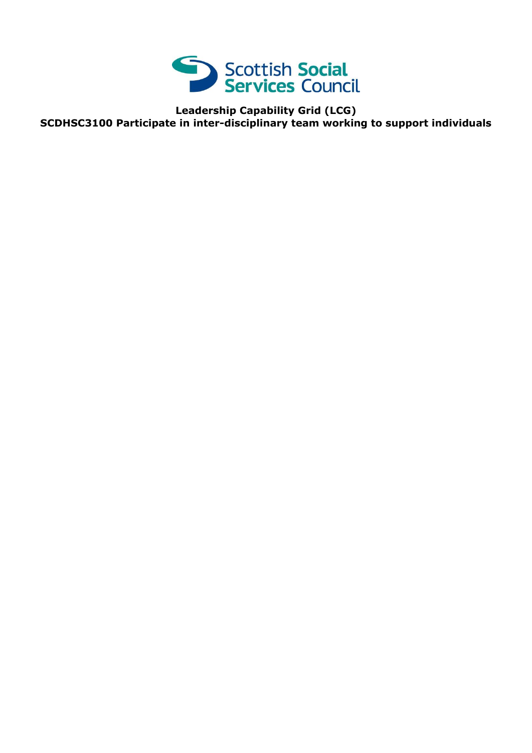Scottish Social Services Council

**Leadership Capability Grid (LCG)**
**SCDHSC3100 Participate in inter-disciplinary team working to support individuals**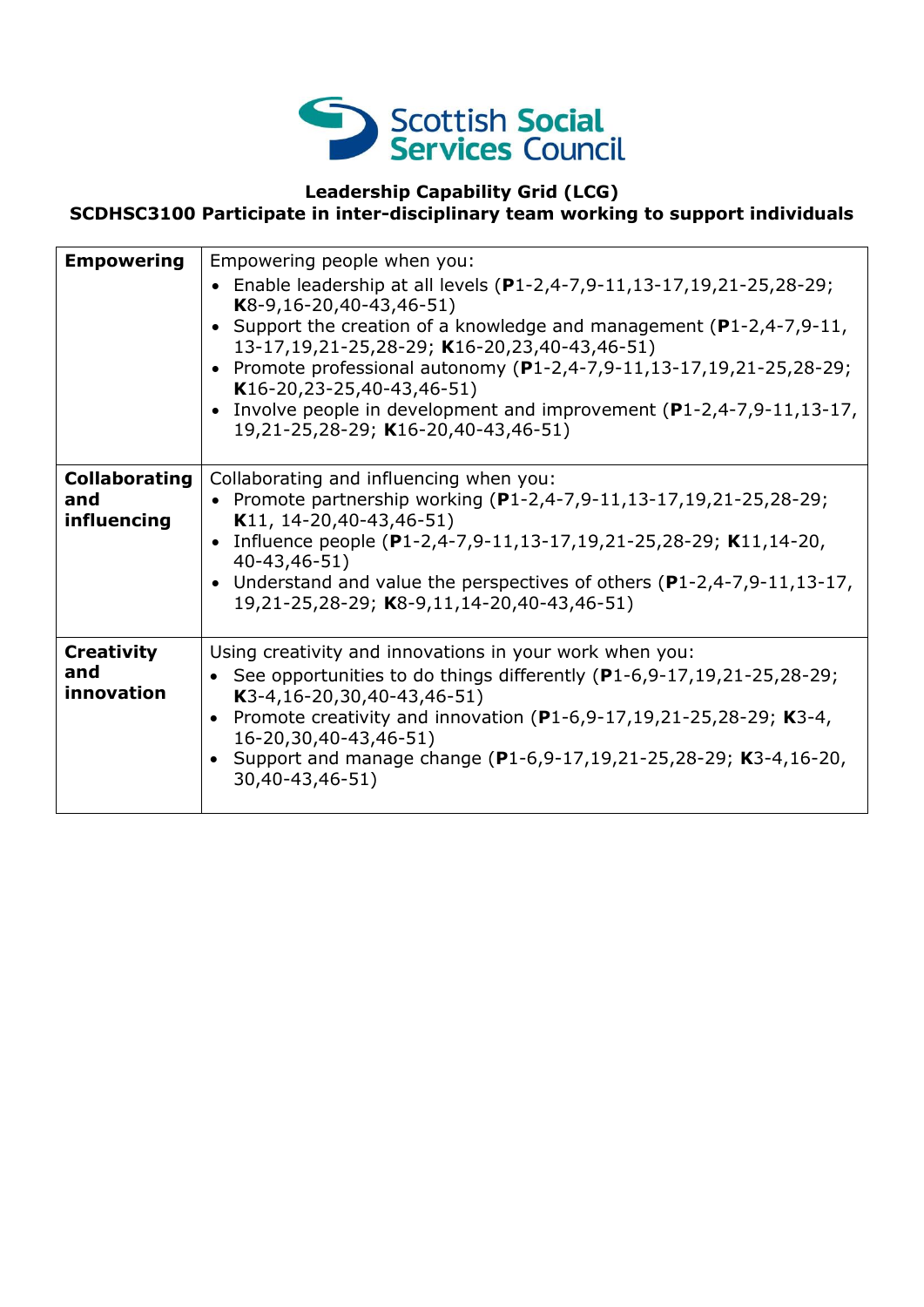Scottish Social Services Council

**Leadership Capability Grid (LCG)**
**SCDHSC3100 Participate in inter-disciplinary team working to support individuals**

| | |
|---|---|
| **Empowering** | Empowering people when you:<br>• Enable leadership at all levels (**P**1-2,4-7,9-11,13-17,19,21-25,28-29; **K**8-9,16-20,40-43,46-51)<br>• Support the creation of a knowledge and management (**P**1-2,4-7,9-11, 13-17,19,21-25,28-29; **K**16-20,23,40-43,46-51)<br>• Promote professional autonomy (**P**1-2,4-7,9-11,13-17,19,21-25,28-29; **K**16-20,23-25,40-43,46-51)<br>• Involve people in development and improvement (**P**1-2,4-7,9-11,13-17, 19,21-25,28-29; **K**16-20,40-43,46-51) |
| **Collaborating and influencing** | Collaborating and influencing when you:<br>• Promote partnership working (**P**1-2,4-7,9-11,13-17,19,21-25,28-29; **K**11, 14-20,40-43,46-51)<br>• Influence people (**P**1-2,4-7,9-11,13-17,19,21-25,28-29; **K**11,14-20, 40-43,46-51)<br>• Understand and value the perspectives of others (**P**1-2,4-7,9-11,13-17, 19,21-25,28-29; **K**8-9,11,14-20,40-43,46-51) |
| **Creativity and innovation** | Using creativity and innovations in your work when you:<br>• See opportunities to do things differently (**P**1-6,9-17,19,21-25,28-29; **K**3-4,16-20,30,40-43,46-51)<br>• Promote creativity and innovation (**P**1-6,9-17,19,21-25,28-29; **K**3-4, 16-20,30,40-43,46-51)<br>• Support and manage change (**P**1-6,9-17,19,21-25,28-29; **K**3-4,16-20, 30,40-43,46-51) |